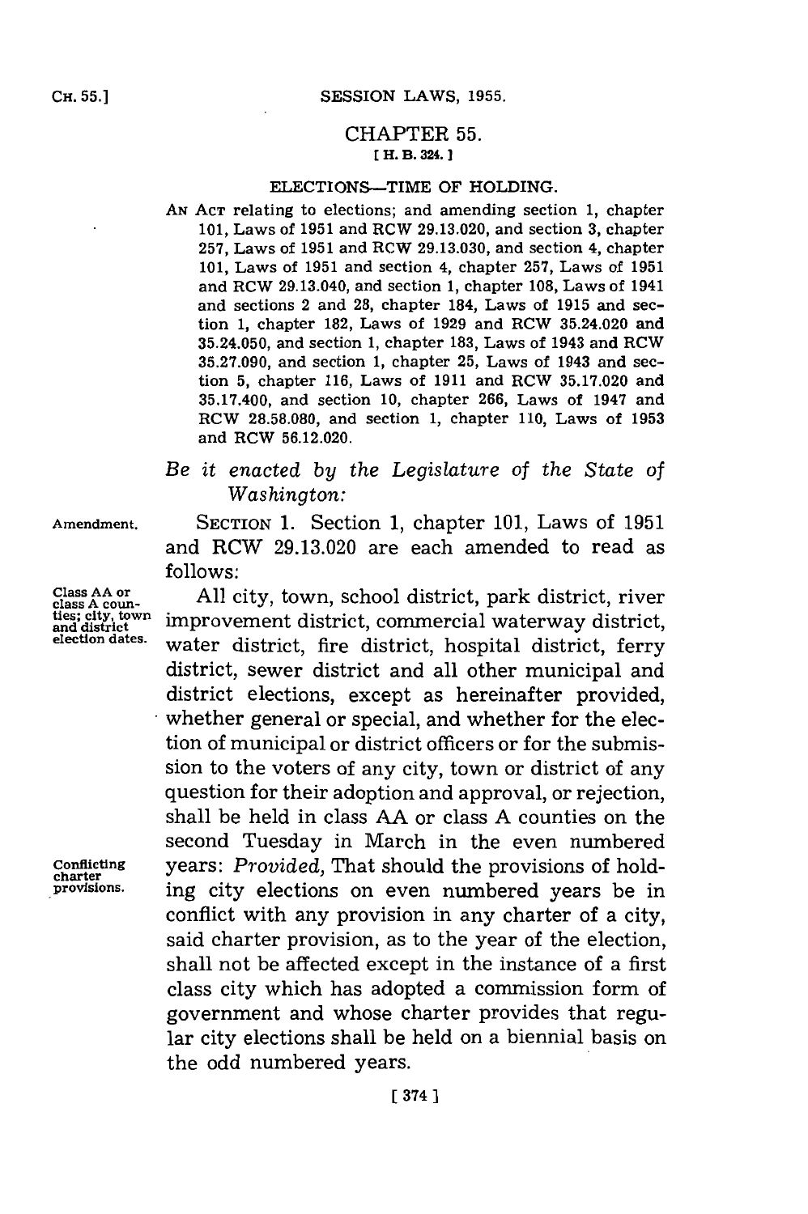# CHAPTER 55.

**[ H. B. 324. ]**

## ELECTIONS—TIME OF HOLDING.

AN ACT relating to elections; and amending section 1, chapter 101, Laws of 1951 and RCW 29.13.020, and section 3, chapter 257, Laws of 1951 and RCW 29.13.030, and section 4, chapter 101, Laws of 1951 and section 4, chapter 257, Laws of 1951 and RCW 29.13.040, and section 1, chapter 108, Laws of 1941 and sections 2 and 28, chapter 184, Laws of 1915 and section 1, chapter 182, Laws of 1929 and RCW 35.24.020 and 35.24.050, and section 1, chapter 183, Laws of 1943 and RCW 35.27.090, and section 1, chapter 25, Laws of 1943 and section 5, chapter 116, Laws of 1911 and RCW 35.17.020 and 35.17.400, and section 10, chapter 266, Laws of 1947 and RCW 28.58.080, and section 1, chapter 110, Laws of 1953 and RCW 56.12.020.

*Be it enacted by the Legislature of the State of Washington:*

Amendment.

SECTION 1. Section 1, chapter 101, Laws of 1951 and RCW 29.13.020 are each amended to read as follows:

Class AA or class A counties; city, town and district election dates.

All city, town, school district, park district, river improvement district, commercial waterway district, water district, fire district, hospital district, ferry district, sewer district and all other municipal and district elections, except as hereinafter provided, whether general or special, and whether for the election of municipal or district officers or for the submission to the voters of any city, town or district of any question for their adoption and approval, or rejection, shall be held in class AA or class A counties on the second Tuesday in March in the even numbered years: *Provided,* That should the provisions of holding city elections on even numbered years be in conflict with any provision in any charter of a city, said charter provision, as to the year of the election, shall not be affected except in the instance of a first class city which has adopted a commission form of government and whose charter provides that regular city elections shall be held on a biennial basis on the odd numbered years.

Conflicting charter provisions.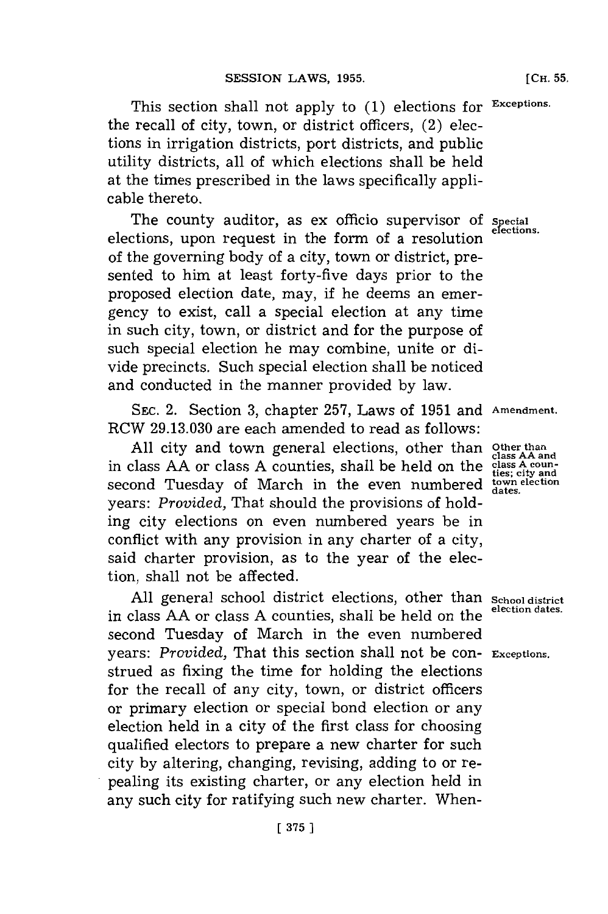This section shall not apply to (1) elections for the recall of city, town, or district officers, (2) elections in irrigation districts, port districts, and public utility districts, all of which elections shall be held at the times prescribed in the laws specifically applicable thereto.

Exceptions.

The county auditor, as ex officio supervisor of elections, upon request in the form of a resolution of the governing body of a city, town or district, presented to him at least forty-five days prior to the proposed election date, may, if he deems an emergency to exist, call a special election at any time in such city, town, or district and for the purpose of such special election he may combine, unite or divide precincts. Such special election shall be noticed and conducted in the manner provided by law.

Special elections.

SEC. 2. Section 3, chapter 257, Laws of 1951 and RCW 29.13.030 are each amended to read as follows:

Amendment.

All city and town general elections, other than in class AA or class A counties, shall be held on the second Tuesday of March in the even numbered years: *Provided,* That should the provisions of holding city elections on even numbered years be in conflict with any provision in any charter of a city, said charter provision, as to the year of the election, shall not be affected.

Other than class AA and class A counties; city and town election dates.

All general school district elections, other than in class AA or class A counties, shall be held on the second Tuesday of March in the even numbered years: *Provided,* That this section shall not be construed as fixing the time for holding the elections for the recall of any city, town, or district officers or primary election or special bond election or any election held in a city of the first class for choosing qualified electors to prepare a new charter for such city by altering, changing, revising, adding to or repealing its existing charter, or any election held in any such city for ratifying such new charter. When-

School district election dates.

Exceptions.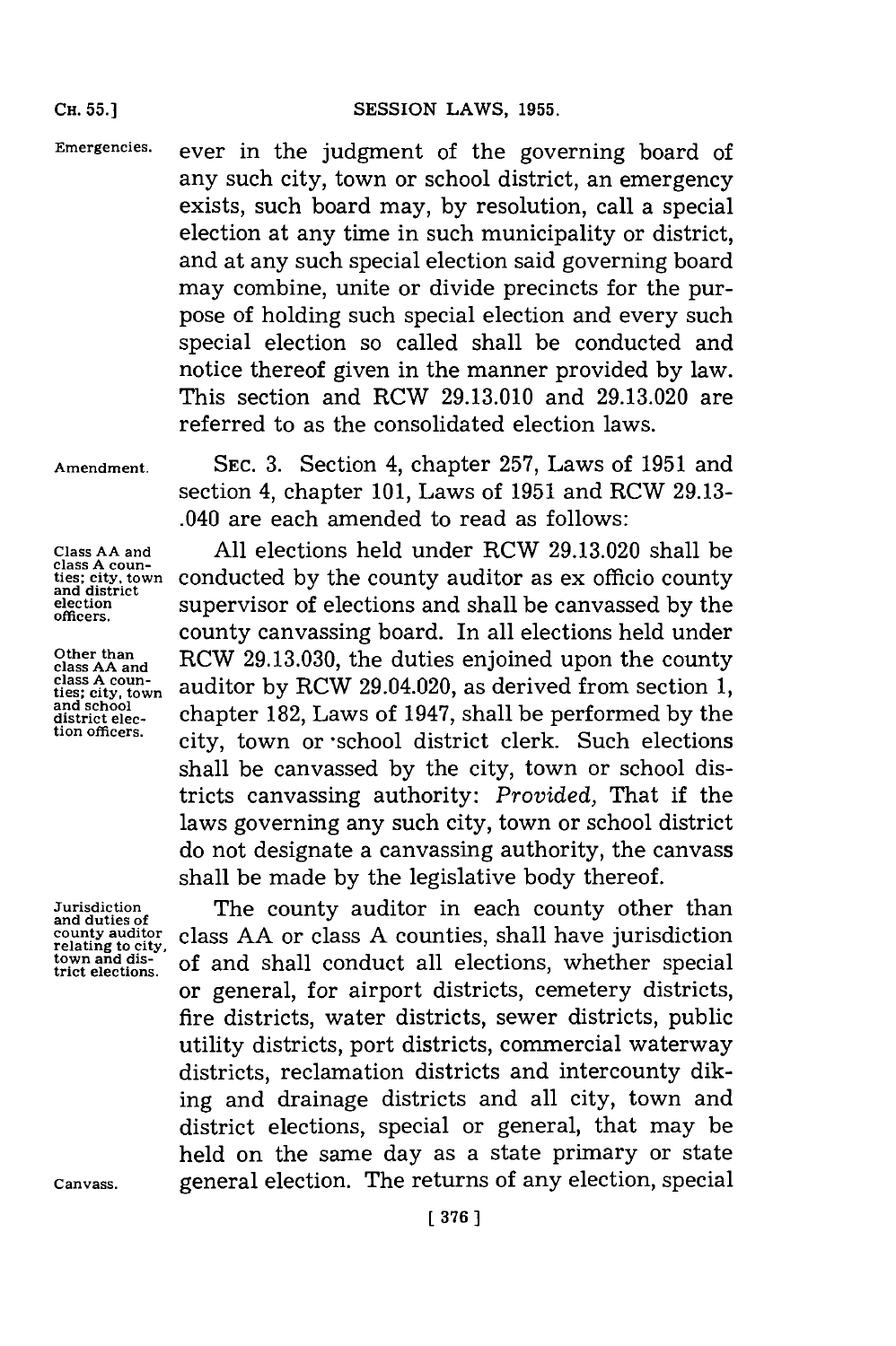Emergencies. ever in the judgment of the governing board of any such city, town or school district, an emergency exists, such board may, by resolution, call a special election at any time in such municipality or district, and at any such special election said governing board may combine, unite or divide precincts for the purpose of holding such special election and every such special election so called shall be conducted and notice thereof given in the manner provided by law. This section and RCW 29.13.010 and 29.13.020 are referred to as the consolidated election laws.

Amendment. SEC. 3. Section 4, chapter 257, Laws of 1951 and section 4, chapter 101, Laws of 1951 and RCW 29.13.040 are each amended to read as follows:

Class AA and class A counties; city, town and district election officers.

All elections held under RCW 29.13.020 shall be conducted by the county auditor as ex officio county supervisor of elections and shall be canvassed by the county canvassing board. In all elections held under RCW 29.13.030, the duties enjoined upon the county auditor by RCW 29.04.020, as derived from section 1, chapter 182, Laws of 1947, shall be performed by the city, town or school district clerk. Such elections shall be canvassed by the city, town or school districts canvassing authority: *Provided*, That if the laws governing any such city, town or school district do not designate a canvassing authority, the canvass shall be made by the legislative body thereof.

Other than class AA and class A counties; city, town and school district election officers.

Jurisdiction and duties of county auditor relating to city, town and district elections.

The county auditor in each county other than class AA or class A counties, shall have jurisdiction of and shall conduct all elections, whether special or general, for airport districts, cemetery districts, fire districts, water districts, sewer districts, public utility districts, port districts, commercial waterway districts, reclamation districts and intercounty diking and drainage districts and all city, town and district elections, special or general, that may be held on the same day as a state primary or state general election. The returns of any election, special

Canvass.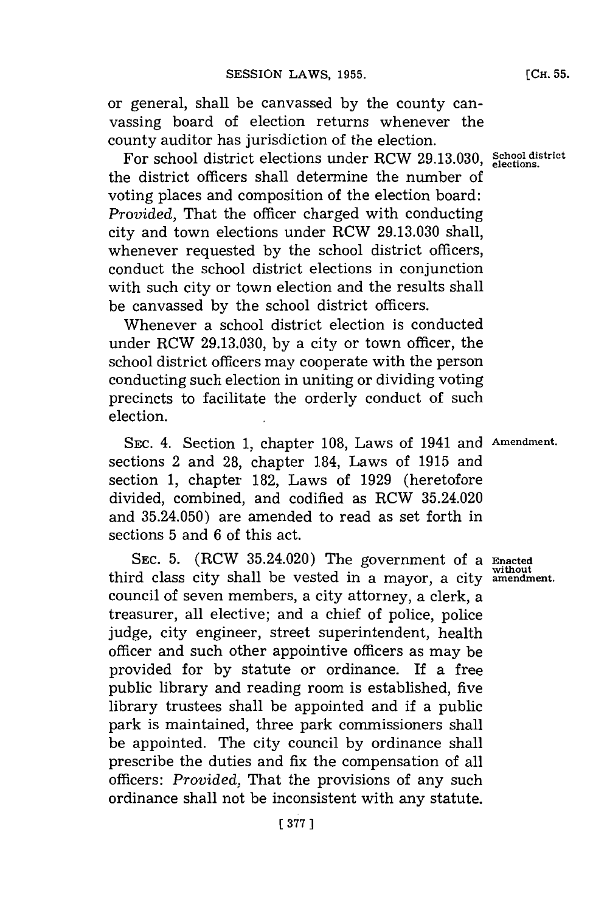or general, shall be canvassed by the county canvassing board of election returns whenever the county auditor has jurisdiction of the election.

School district elections.

For school district elections under RCW 29.13.030, the district officers shall determine the number of voting places and composition of the election board: *Provided*, That the officer charged with conducting city and town elections under RCW 29.13.030 shall, whenever requested by the school district officers, conduct the school district elections in conjunction with such city or town election and the results shall be canvassed by the school district officers.

Whenever a school district election is conducted under RCW 29.13.030, by a city or town officer, the school district officers may cooperate with the person conducting such election in uniting or dividing voting precincts to facilitate the orderly conduct of such election.

Amendment.

SEC. 4. Section 1, chapter 108, Laws of 1941 and sections 2 and 28, chapter 184, Laws of 1915 and section 1, chapter 182, Laws of 1929 (heretofore divided, combined, and codified as RCW 35.24.020 and 35.24.050) are amended to read as set forth in sections 5 and 6 of this act.

Enacted without amendment.

SEC. 5. (RCW 35.24.020) The government of a third class city shall be vested in a mayor, a city council of seven members, a city attorney, a clerk, a treasurer, all elective; and a chief of police, police judge, city engineer, street superintendent, health officer and such other appointive officers as may be provided for by statute or ordinance. If a free public library and reading room is established, five library trustees shall be appointed and if a public park is maintained, three park commissioners shall be appointed. The city council by ordinance shall prescribe the duties and fix the compensation of all officers: *Provided*, That the provisions of any such ordinance shall not be inconsistent with any statute.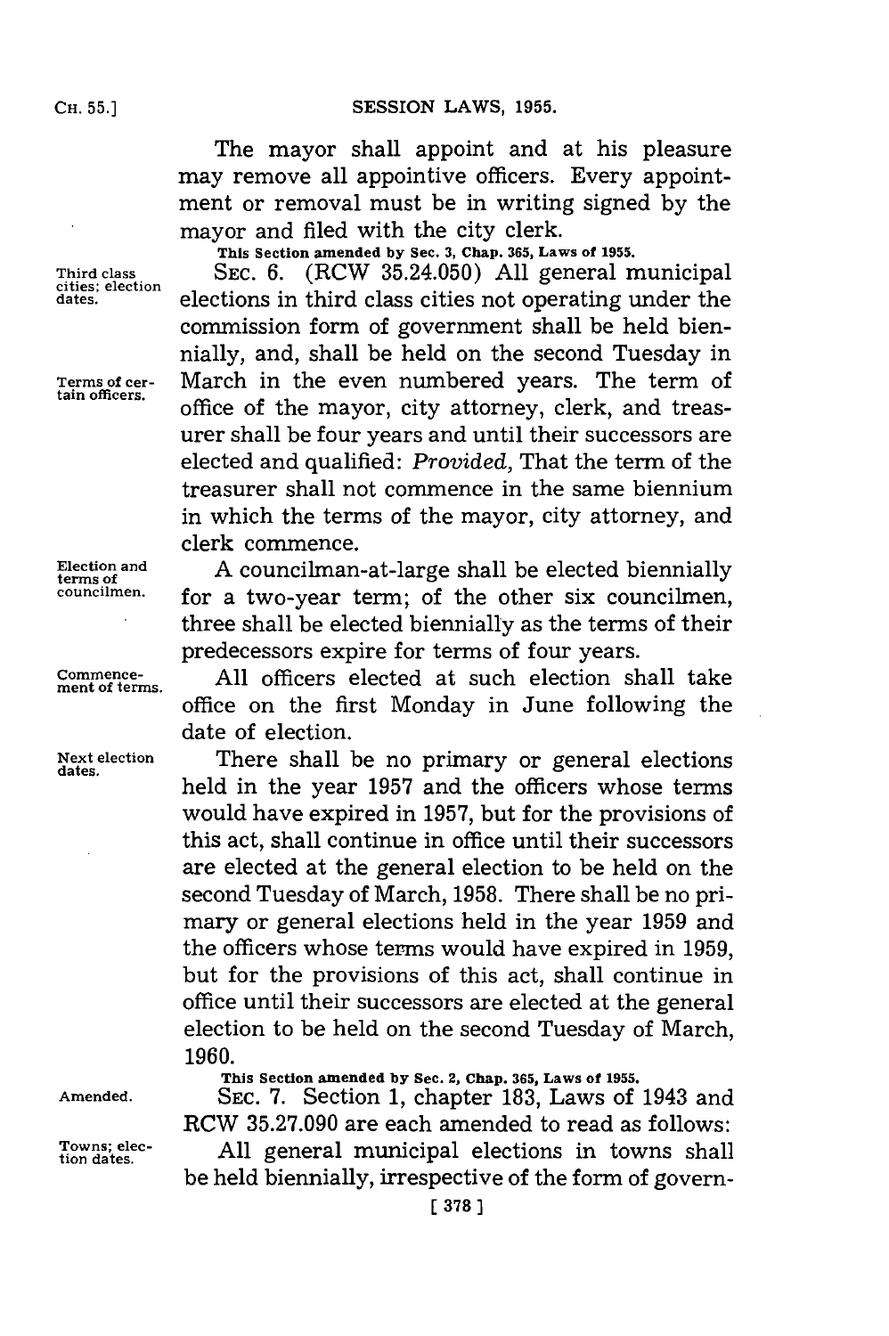The mayor shall appoint and at his pleasure may remove all appointive officers. Every appointment or removal must be in writing signed by the mayor and filed with the city clerk.

This Section amended by Sec. 3, Chap. 365, Laws of 1955.

Third class cities; election dates.

SEC. 6. (RCW 35.24.050) All general municipal elections in third class cities not operating under the commission form of government shall be held biennially, and, shall be held on the second Tuesday in March in the even numbered years. The term of office of the mayor, city attorney, clerk, and treasurer shall be four years and until their successors are elected and qualified: *Provided*, That the term of the treasurer shall not commence in the same biennium in which the terms of the mayor, city attorney, and clerk commence.

Terms of certain officers.

Election and terms of councilmen.

A councilman-at-large shall be elected biennially for a two-year term; of the other six councilmen, three shall be elected biennially as the terms of their predecessors expire for terms of four years.

Commencement of terms.

All officers elected at such election shall take office on the first Monday in June following the date of election.

Next election dates.

There shall be no primary or general elections held in the year 1957 and the officers whose terms would have expired in 1957, but for the provisions of this act, shall continue in office until their successors are elected at the general election to be held on the second Tuesday of March, 1958. There shall be no primary or general elections held in the year 1959 and the officers whose terms would have expired in 1959, but for the provisions of this act, shall continue in office until their successors are elected at the general election to be held on the second Tuesday of March, 1960.

This Section amended by Sec. 2, Chap. 365, Laws of 1955.

Amended.

SEC. 7. Section 1, chapter 183, Laws of 1943 and RCW 35.27.090 are each amended to read as follows:

Towns; election dates.

All general municipal elections in towns shall be held biennially, irrespective of the form of govern-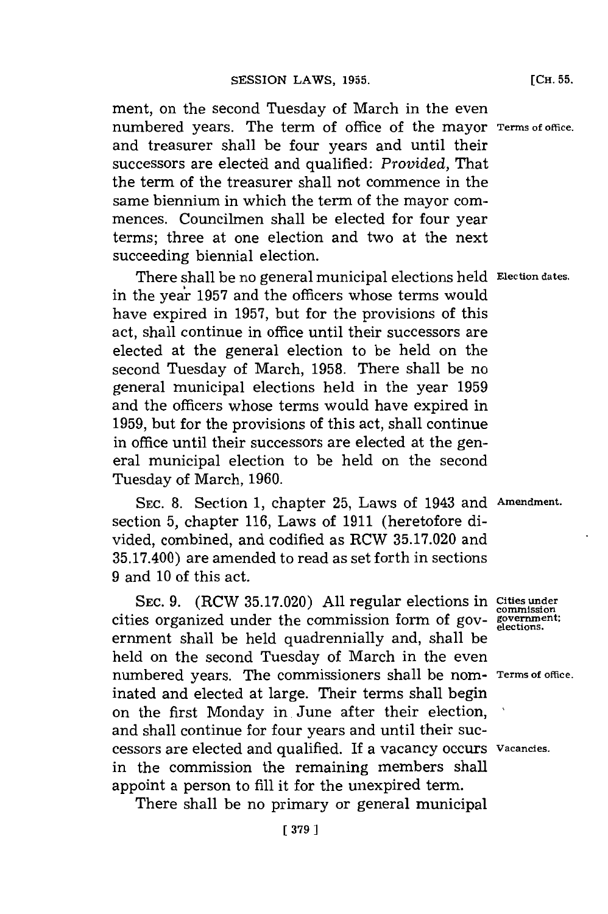ment, on the second Tuesday of March in the even numbered years. The term of office of the mayor and treasurer shall be four years and until their successors are elected and qualified: *Provided,* That the term of the treasurer shall not commence in the same biennium in which the term of the mayor commences. Councilmen shall be elected for four year terms; three at one election and two at the next succeeding biennial election.

Terms of office.

There shall be no general municipal elections held in the year 1957 and the officers whose terms would have expired in 1957, but for the provisions of this act, shall continue in office until their successors are elected at the general election to be held on the second Tuesday of March, 1958. There shall be no general municipal elections held in the year 1959 and the officers whose terms would have expired in 1959, but for the provisions of this act, shall continue in office until their successors are elected at the general municipal election to be held on the second Tuesday of March, 1960.

Election dates.

SEC. 8. Section 1, chapter 25, Laws of 1943 and section 5, chapter 116, Laws of 1911 (heretofore divided, combined, and codified as RCW 35.17.020 and 35.17.400) are amended to read as set forth in sections 9 and 10 of this act.

Amendment.

SEC. 9. (RCW 35.17.020) All regular elections in cities organized under the commission form of government shall be held quadrennially and, shall be held on the second Tuesday of March in the even numbered years. The commissioners shall be nominated and elected at large. Their terms shall begin on the first Monday in June after their election, and shall continue for four years and until their successors are elected and qualified. If a vacancy occurs in the commission the remaining members shall appoint a person to fill it for the unexpired term.

Cities under commission government; elections.

Terms of office.

Vacancies.

There shall be no primary or general municipal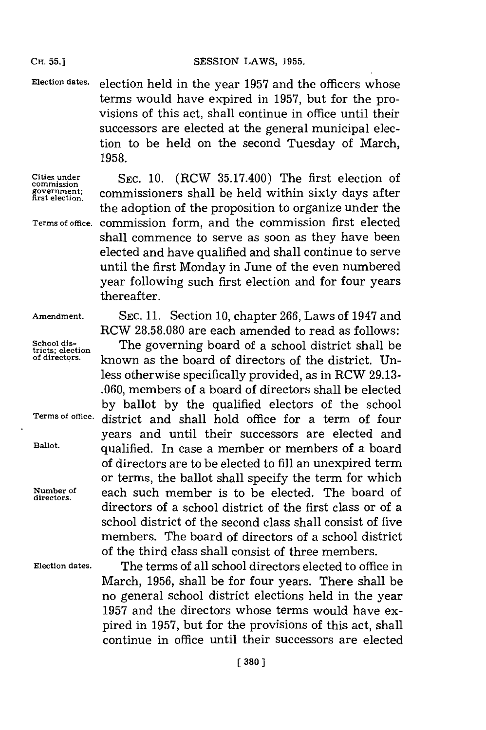Election dates. election held in the year 1957 and the officers whose terms would have expired in 1957, but for the provisions of this act, shall continue in office until their successors are elected at the general municipal election to be held on the second Tuesday of March, 1958.

Cities under commission government; first election. Terms of office.

SEC. 10. (RCW 35.17.400) The first election of commissioners shall be held within sixty days after the adoption of the proposition to organize under the commission form, and the commission first elected shall commence to serve as soon as they have been elected and have qualified and shall continue to serve until the first Monday in June of the even numbered year following such first election and for four years thereafter.

Amendment.

SEC. 11. Section 10, chapter 266, Laws of 1947 and RCW 28.58.080 are each amended to read as follows:

School districts; election of directors. Terms of office. Ballot. Number of directors.

The governing board of a school district shall be known as the board of directors of the district. Unless otherwise specifically provided, as in RCW 29.13-.060, members of a board of directors shall be elected by ballot by the qualified electors of the school district and shall hold office for a term of four years and until their successors are elected and qualified. In case a member or members of a board of directors are to be elected to fill an unexpired term or terms, the ballot shall specify the term for which each such member is to be elected. The board of directors of a school district of the first class or of a school district of the second class shall consist of five members. The board of directors of a school district of the third class shall consist of three members.

Election dates.

The terms of all school directors elected to office in March, 1956, shall be for four years. There shall be no general school district elections held in the year 1957 and the directors whose terms would have expired in 1957, but for the provisions of this act, shall continue in office until their successors are elected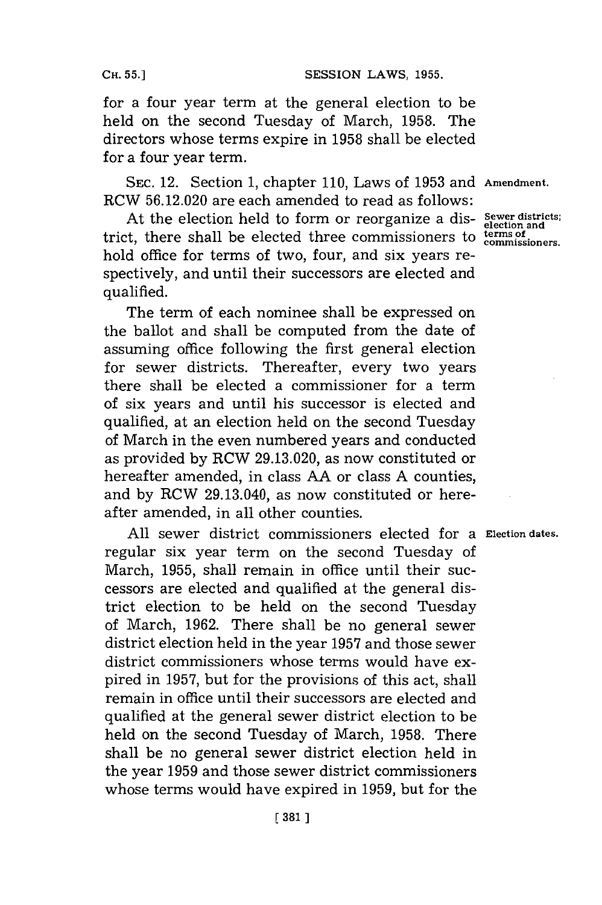for a four year term at the general election to be held on the second Tuesday of March, 1958. The directors whose terms expire in 1958 shall be elected for a four year term.

SEC. 12. Section 1, chapter 110, Laws of 1953 and RCW 56.12.020 are each amended to read as follows: **Amendment.**

At the election held to form or reorganize a district, there shall be elected three commissioners to hold office for terms of two, four, and six years respectively, and until their successors are elected and qualified. **Sewer districts; election and terms of commissioners.**

The term of each nominee shall be expressed on the ballot and shall be computed from the date of assuming office following the first general election for sewer districts. Thereafter, every two years there shall be elected a commissioner for a term of six years and until his successor is elected and qualified, at an election held on the second Tuesday of March in the even numbered years and conducted as provided by RCW 29.13.020, as now constituted or hereafter amended, in class AA or class A counties, and by RCW 29.13.040, as now constituted or hereafter amended, in all other counties.

All sewer district commissioners elected for a regular six year term on the second Tuesday of March, 1955, shall remain in office until their successors are elected and qualified at the general district election to be held on the second Tuesday of March, 1962. There shall be no general sewer district election held in the year 1957 and those sewer district commissioners whose terms would have expired in 1957, but for the provisions of this act, shall remain in office until their successors are elected and qualified at the general sewer district election to be held on the second Tuesday of March, 1958. There shall be no general sewer district election held in the year 1959 and those sewer district commissioners whose terms would have expired in 1959, but for the **Election dates.**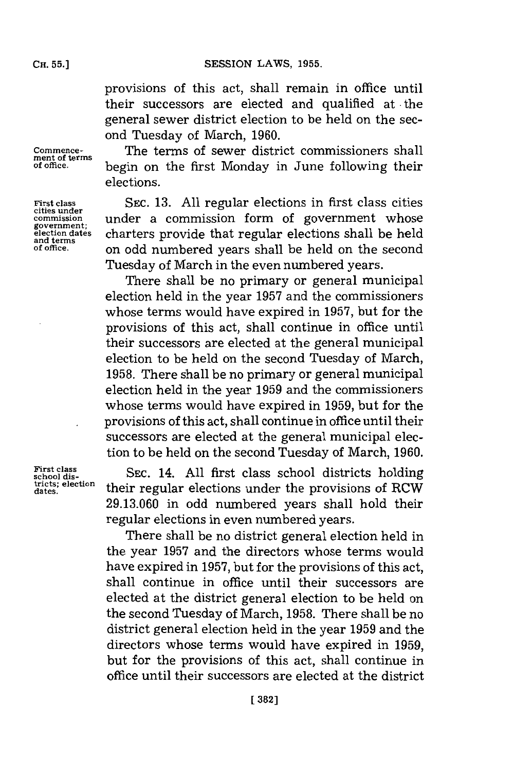provisions of this act, shall remain in office until their successors are elected and qualified at the general sewer district election to be held on the second Tuesday of March, 1960.

Commencement of terms of office.

The terms of sewer district commissioners shall begin on the first Monday in June following their elections.

First class cities under commission government; election dates and terms of office.

SEC. 13. All regular elections in first class cities under a commission form of government whose charters provide that regular elections shall be held on odd numbered years shall be held on the second Tuesday of March in the even numbered years.

There shall be no primary or general municipal election held in the year 1957 and the commissioners whose terms would have expired in 1957, but for the provisions of this act, shall continue in office until their successors are elected at the general municipal election to be held on the second Tuesday of March, 1958. There shall be no primary or general municipal election held in the year 1959 and the commissioners whose terms would have expired in 1959, but for the provisions of this act, shall continue in office until their successors are elected at the general municipal election to be held on the second Tuesday of March, 1960.

First class school districts; election dates.

SEC. 14. All first class school districts holding their regular elections under the provisions of RCW 29.13.060 in odd numbered years shall hold their regular elections in even numbered years.

There shall be no district general election held in the year 1957 and the directors whose terms would have expired in 1957, but for the provisions of this act, shall continue in office until their successors are elected at the district general election to be held on the second Tuesday of March, 1958. There shall be no district general election held in the year 1959 and the directors whose terms would have expired in 1959, but for the provisions of this act, shall continue in office until their successors are elected at the district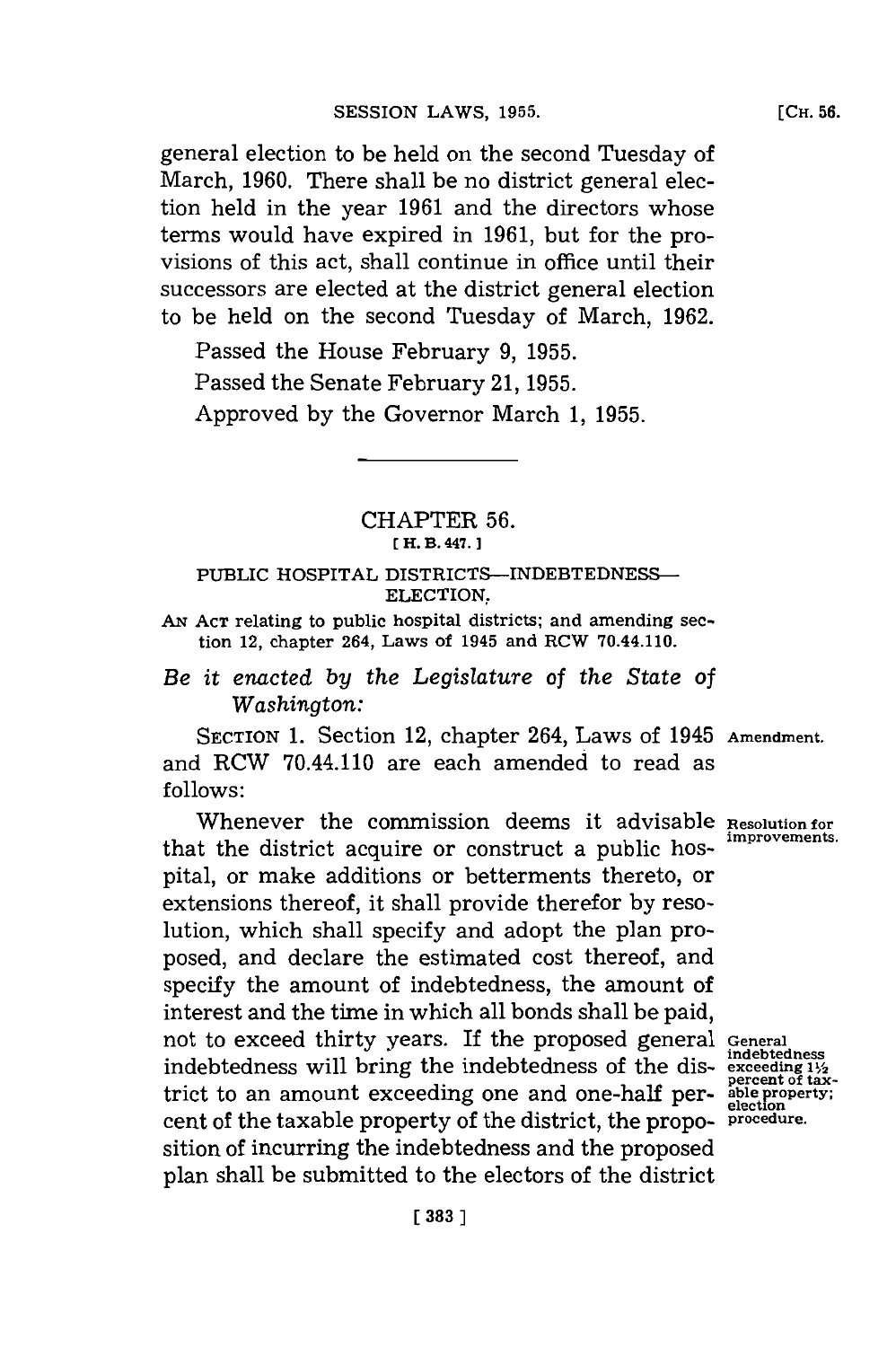general election to be held on the second Tuesday of March, 1960. There shall be no district general election held in the year 1961 and the directors whose terms would have expired in 1961, but for the provisions of this act, shall continue in office until their successors are elected at the district general election to be held on the second Tuesday of March, 1962.

Passed the House February 9, 1955.

Passed the Senate February 21, 1955.

Approved by the Governor March 1, 1955.

---

## CHAPTER 56.

[H. B. 447.]

### PUBLIC HOSPITAL DISTRICTS—INDEBTEDNESS—ELECTION.

AN ACT relating to public hospital districts; and amending section 12, chapter 264, Laws of 1945 and RCW 70.44.110.

*Be it enacted by the Legislature of the State of Washington:*

SECTION 1. Section 12, chapter 264, Laws of 1945 and RCW 70.44.110 are each amended to read as follows: Amendment.

Resolution for improvements.

Whenever the commission deems it advisable that the district acquire or construct a public hospital, or make additions or betterments thereto, or extensions thereof, it shall provide therefor by resolution, which shall specify and adopt the plan proposed, and declare the estimated cost thereof, and specify the amount of indebtedness, the amount of interest and the time in which all bonds shall be paid, not to exceed thirty years. If the proposed general indebtedness will bring the indebtedness of the district to an amount exceeding one and one-half percent of the taxable property of the district, the proposition of incurring the indebtedness and the proposed plan shall be submitted to the electors of the district

General indebtedness exceeding 1½ percent of taxable property; election procedure.